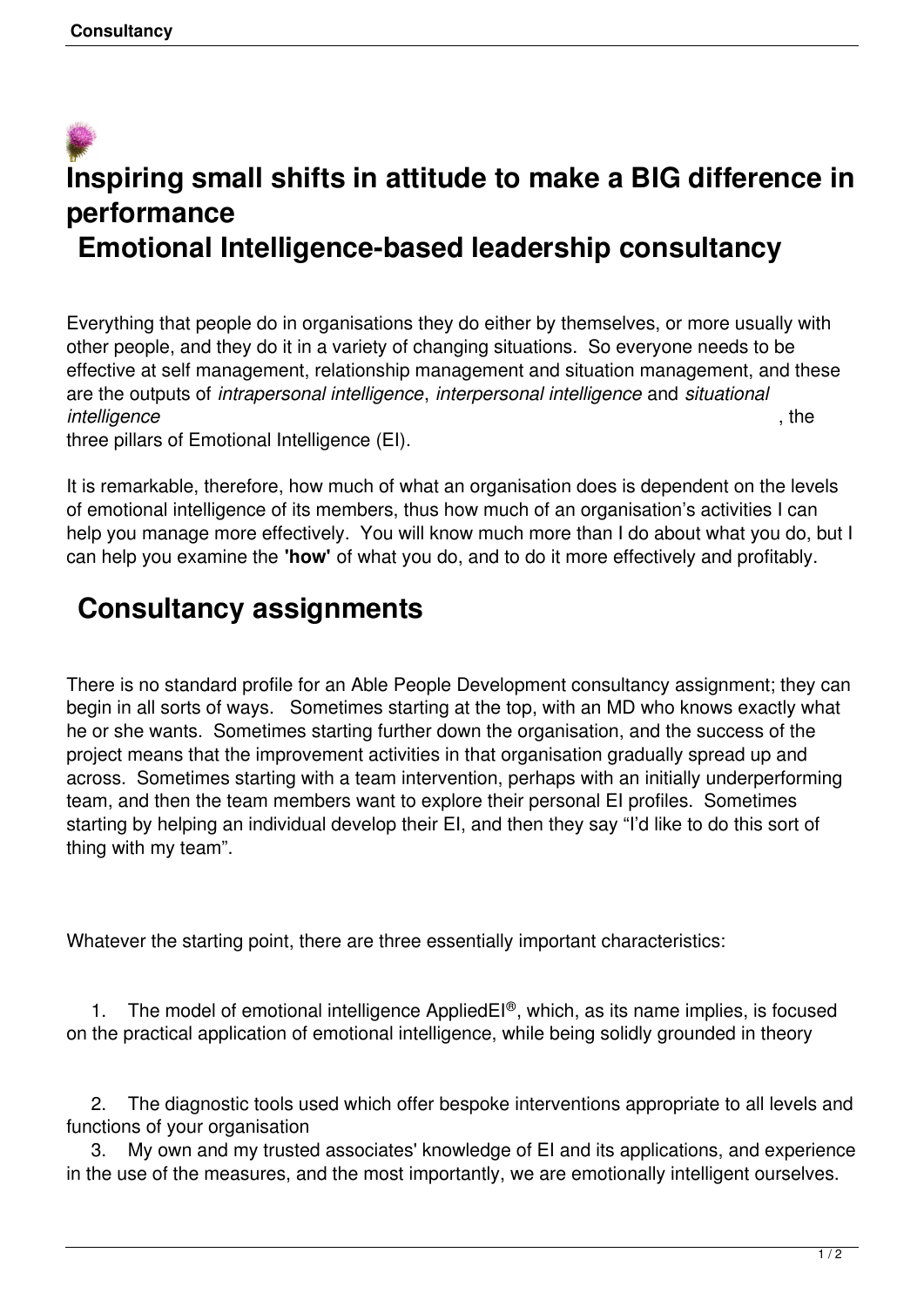# Inspiring small shifts in attitude to make a BIG difference in performance

## Emotional Intelligence-based leadership consultancy

Everything that people do in organisations they do either by themselves, or more usually with other people, and they do it in a variety of changing situations. So everyone needs to be effective at self management, relationship management and situation management, and these are the outputs of *intrapersonal intelligence*, *interpersonal intelligence* and *situational intelligence*, the three pillars of Emotional Intelligence (EI).

It is remarkable, therefore, how much of what an organisation does is dependent on the levels of emotional intelligence of its members, thus how much of an organisation's activities I can help you manage more effectively. You will know much more than I do about what you do, but I can help you examine the **'how'** of what you do, and to do it more effectively and profitably.

## Consultancy assignments

There is no standard profile for an Able People Development consultancy assignment; they can begin in all sorts of ways. Sometimes starting at the top, with an MD who knows exactly what he or she wants. Sometimes starting further down the organisation, and the success of the project means that the improvement activities in that organisation gradually spread up and across. Sometimes starting with a team intervention, perhaps with an initially underperforming team, and then the team members want to explore their personal EI profiles. Sometimes starting by helping an individual develop their EI, and then they say "I'd like to do this sort of thing with my team".

Whatever the starting point, there are three essentially important characteristics:

1. The model of emotional intelligence AppliedEI®, which, as its name implies, is focused on the practical application of emotional intelligence, while being solidly grounded in theory
2. The diagnostic tools used which offer bespoke interventions appropriate to all levels and functions of your organisation
3. My own and my trusted associates' knowledge of EI and its applications, and experience in the use of the measures, and the most importantly, we are emotionally intelligent ourselves.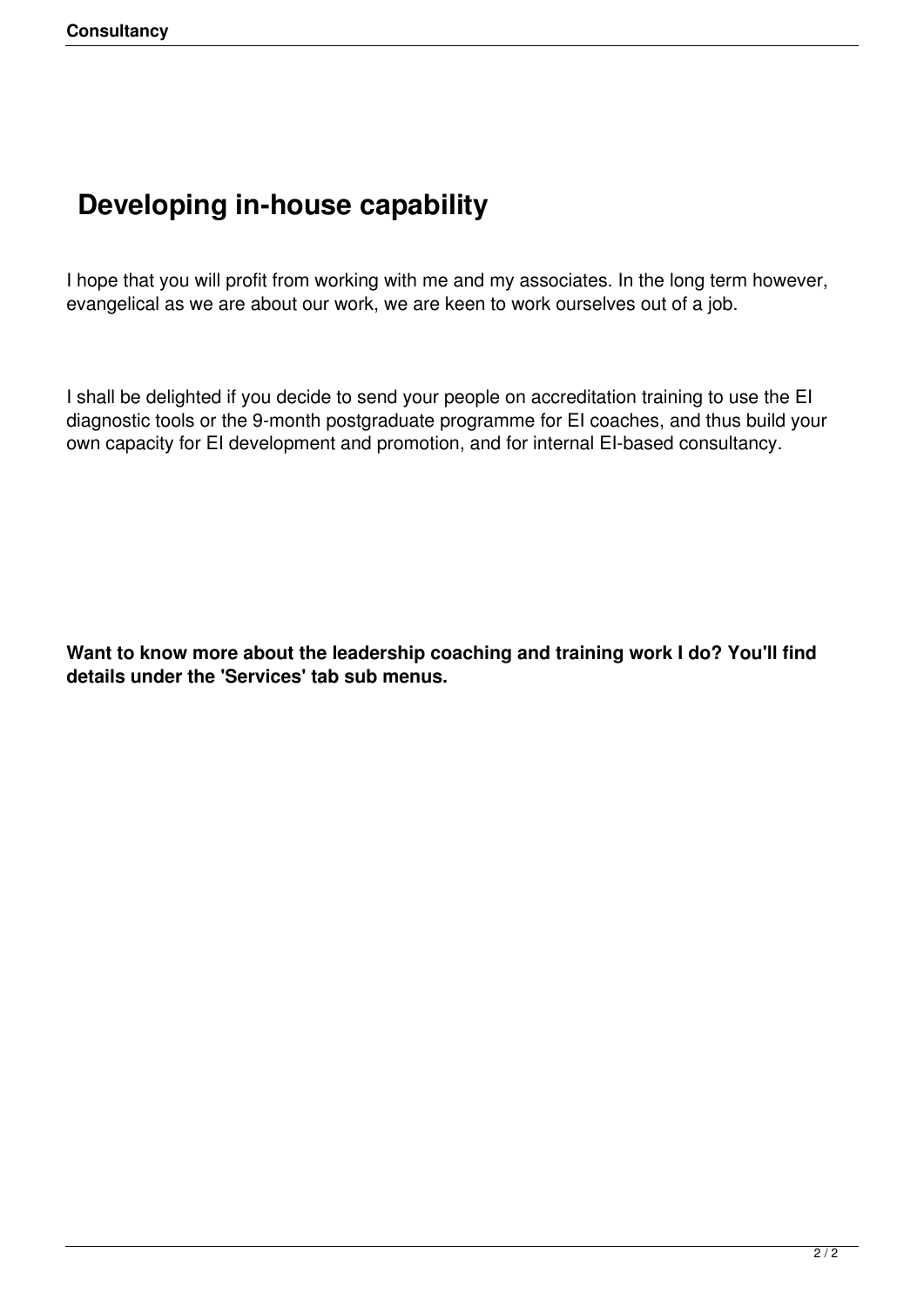## Developing in-house capability

I hope that you will profit from working with me and my associates. In the long term however, evangelical as we are about our work, we are keen to work ourselves out of a job.

I shall be delighted if you decide to send your people on accreditation training to use the EI diagnostic tools or the 9-month postgraduate programme for EI coaches, and thus build your own capacity for EI development and promotion, and for internal EI-based consultancy.

**Want to know more about the leadership coaching and training work I do? You'll find details under the 'Services' tab sub menus.**